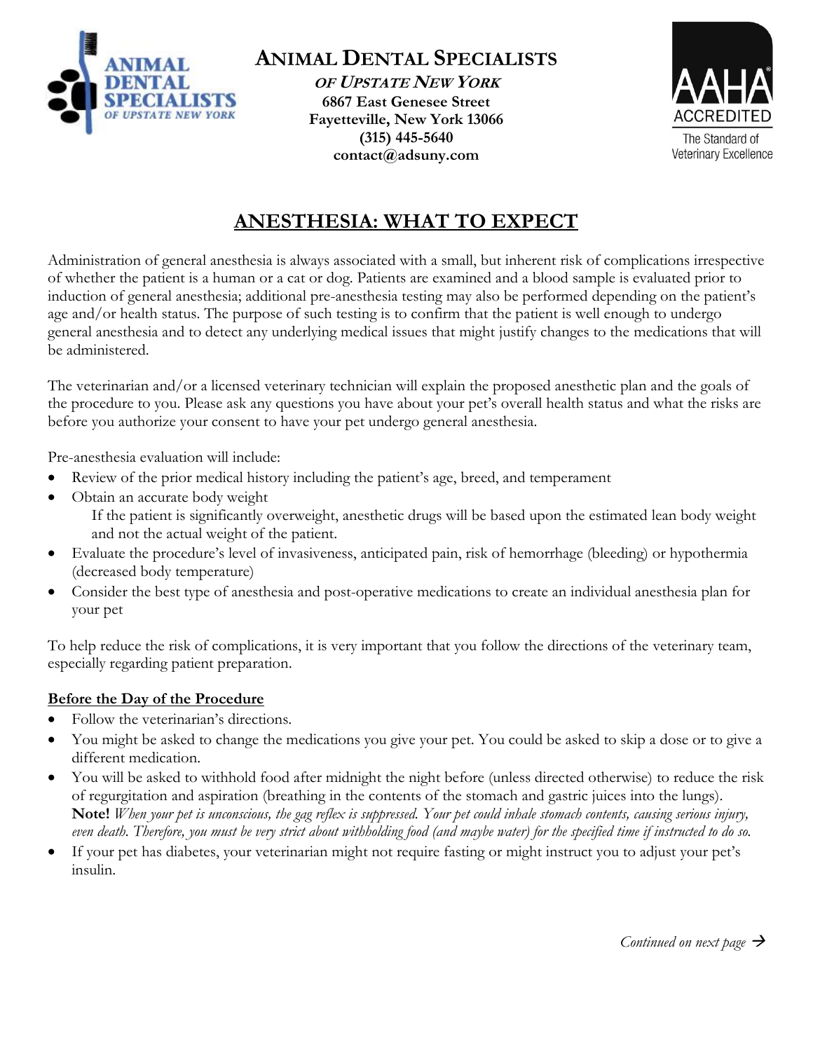# ANIMAL DENTAL SPECIALISTS

***OF UPSTATE NEW YORK***

**6867 East Genesee Street**
**Fayetteville, New York 13066**
**(315) 445-5640**
**contact@adsuny.com**

AAHA ACCREDITED
The Standard of Veterinary Excellence

## ANESTHESIA: WHAT TO EXPECT

Administration of general anesthesia is always associated with a small, but inherent risk of complications irrespective of whether the patient is a human or a cat or dog. Patients are examined and a blood sample is evaluated prior to induction of general anesthesia; additional pre-anesthesia testing may also be performed depending on the patient's age and/or health status. The purpose of such testing is to confirm that the patient is well enough to undergo general anesthesia and to detect any underlying medical issues that might justify changes to the medications that will be administered.

The veterinarian and/or a licensed veterinary technician will explain the proposed anesthetic plan and the goals of the procedure to you. Please ask any questions you have about your pet's overall health status and what the risks are before you authorize your consent to have your pet undergo general anesthesia.

Pre-anesthesia evaluation will include:

- Review of the prior medical history including the patient's age, breed, and temperament
- Obtain an accurate body weight
  If the patient is significantly overweight, anesthetic drugs will be based upon the estimated lean body weight and not the actual weight of the patient.
- Evaluate the procedure's level of invasiveness, anticipated pain, risk of hemorrhage (bleeding) or hypothermia (decreased body temperature)
- Consider the best type of anesthesia and post-operative medications to create an individual anesthesia plan for your pet

To help reduce the risk of complications, it is very important that you follow the directions of the veterinary team, especially regarding patient preparation.

### Before the Day of the Procedure

- Follow the veterinarian's directions.
- You might be asked to change the medications you give your pet. You could be asked to skip a dose or to give a different medication.
- You will be asked to withhold food after midnight the night before (unless directed otherwise) to reduce the risk of regurgitation and aspiration (breathing in the contents of the stomach and gastric juices into the lungs). **Note!** *When your pet is unconscious, the gag reflex is suppressed. Your pet could inhale stomach contents, causing serious injury, even death. Therefore, you must be very strict about withholding food (and maybe water) for the specified time if instructed to do so.*
- If your pet has diabetes, your veterinarian might not require fasting or might instruct you to adjust your pet's insulin.

*Continued on next page →*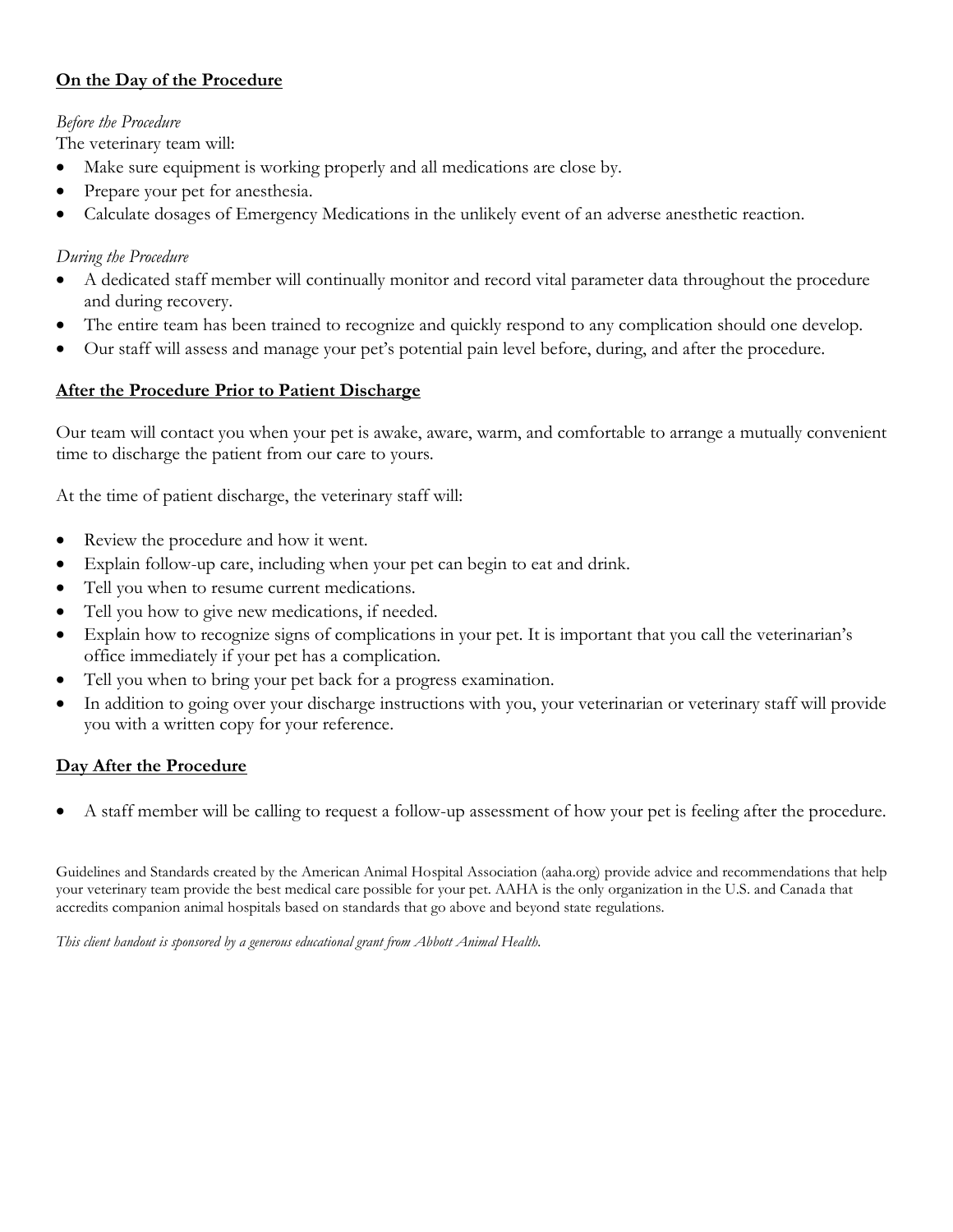## On the Day of the Procedure

*Before the Procedure*

The veterinary team will:

- Make sure equipment is working properly and all medications are close by.
- Prepare your pet for anesthesia.
- Calculate dosages of Emergency Medications in the unlikely event of an adverse anesthetic reaction.

*During the Procedure*

- A dedicated staff member will continually monitor and record vital parameter data throughout the procedure and during recovery.
- The entire team has been trained to recognize and quickly respond to any complication should one develop.
- Our staff will assess and manage your pet's potential pain level before, during, and after the procedure.

## After the Procedure Prior to Patient Discharge

Our team will contact you when your pet is awake, aware, warm, and comfortable to arrange a mutually convenient time to discharge the patient from our care to yours.

At the time of patient discharge, the veterinary staff will:

- Review the procedure and how it went.
- Explain follow-up care, including when your pet can begin to eat and drink.
- Tell you when to resume current medications.
- Tell you how to give new medications, if needed.
- Explain how to recognize signs of complications in your pet. It is important that you call the veterinarian's office immediately if your pet has a complication.
- Tell you when to bring your pet back for a progress examination.
- In addition to going over your discharge instructions with you, your veterinarian or veterinary staff will provide you with a written copy for your reference.

## Day After the Procedure

- A staff member will be calling to request a follow-up assessment of how your pet is feeling after the procedure.

Guidelines and Standards created by the American Animal Hospital Association (aaha.org) provide advice and recommendations that help your veterinary team provide the best medical care possible for your pet. AAHA is the only organization in the U.S. and Canada that accredits companion animal hospitals based on standards that go above and beyond state regulations.

*This client handout is sponsored by a generous educational grant from Abbott Animal Health.*